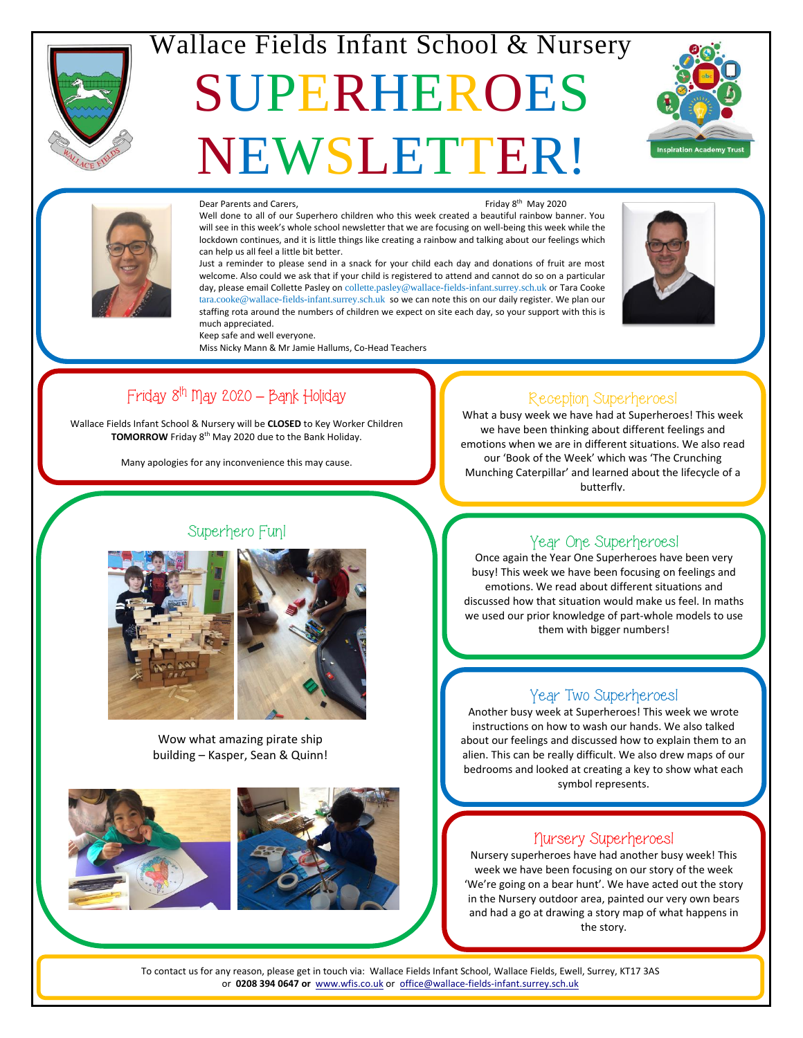# Wallace Fields Infant School & Nursery

# SUPERHEROES NEWSLETTER!

Dear Parents and Carers,

Friday 8th May 2020

Well done to all of our Superhero children who this week created a beautiful rainbow banner. You will see in this week's whole school newsletter that we are focusing on well-being this week while the lockdown continues, and it is little things like creating a rainbow and talking about our feelings which can help us all feel a little bit better.

Just a reminder to please send in a snack for your child each day and donations of fruit are most welcome. Also could we ask that if your child is registered to attend and cannot do so on a particular day, please email Collette Pasley on collette.pasley@wallace-fields-infant.surrey.sch.uk or Tara Cooke tara.cooke@wallace-fields-infant.surrey.sch.uk so we can note this on our daily register. We plan our staffing rota around the numbers of children we expect on site each day, so your support with this is much appreciated.

Keep safe and well everyone.

Miss Nicky Mann & Mr Jamie Hallums, Co-Head Teachers

## Friday 8th May 2020 – Bank Holiday

Wallace Fields Infant School & Nursery will be **CLOSED** to Key Worker Children **TOMORROW** Friday 8th May 2020 due to the Bank Holiday.

Many apologies for any inconvenience this may cause.

## Superhero Fun!

Wow what amazing pirate ship building – Kasper, Sean & Quinn!

## Reception Superheroes!

What a busy week we have had at Superheroes! This week we have been thinking about different feelings and emotions when we are in different situations. We also read our 'Book of the Week' which was 'The Crunching Munching Caterpillar' and learned about the lifecycle of a butterfly.

## Year One Superheroes!

Once again the Year One Superheroes have been very busy! This week we have been focusing on feelings and emotions. We read about different situations and discussed how that situation would make us feel. In maths we used our prior knowledge of part-whole models to use them with bigger numbers!

## Year Two Superheroes!

Another busy week at Superheroes! This week we wrote instructions on how to wash our hands. We also talked about our feelings and discussed how to explain them to an alien. This can be really difficult. We also drew maps of our bedrooms and looked at creating a key to show what each symbol represents.

## Nursery Superheroes!

Nursery superheroes have had another busy week! This week we have been focusing on our story of the week 'We're going on a bear hunt'. We have acted out the story in the Nursery outdoor area, painted our very own bears and had a go at drawing a story map of what happens in the story.

To contact us for any reason, please get in touch via: Wallace Fields Infant School, Wallace Fields, Ewell, Surrey, KT17 3AS or **0208 394 0647 or** www.wfis.co.uk or office@wallace-fields-infant.surrey.sch.uk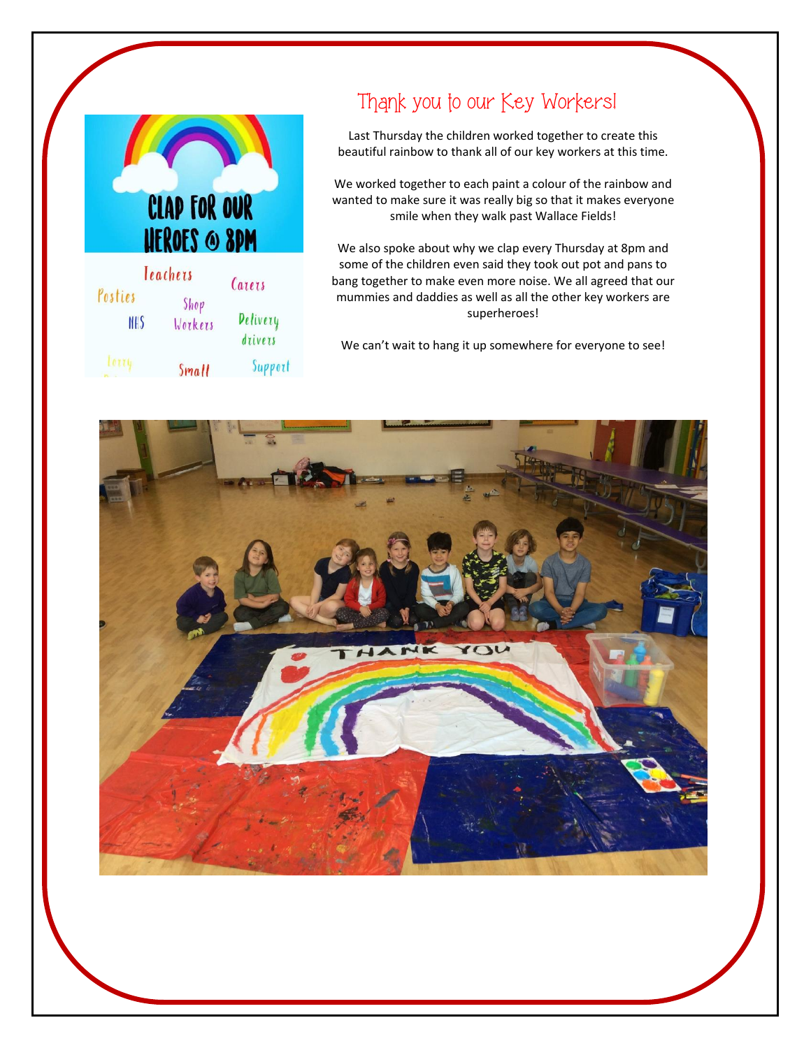# Thank you to our Key Workers!

Last Thursday the children worked together to create this beautiful rainbow to thank all of our key workers at this time.

We worked together to each paint a colour of the rainbow and wanted to make sure it was really big so that it makes everyone smile when they walk past Wallace Fields!

We also spoke about why we clap every Thursday at 8pm and some of the children even said they took out pot and pans to bang together to make even more noise. We all agreed that our mummies and daddies as well as all the other key workers are superheroes!

We can't wait to hang it up somewhere for everyone to see!